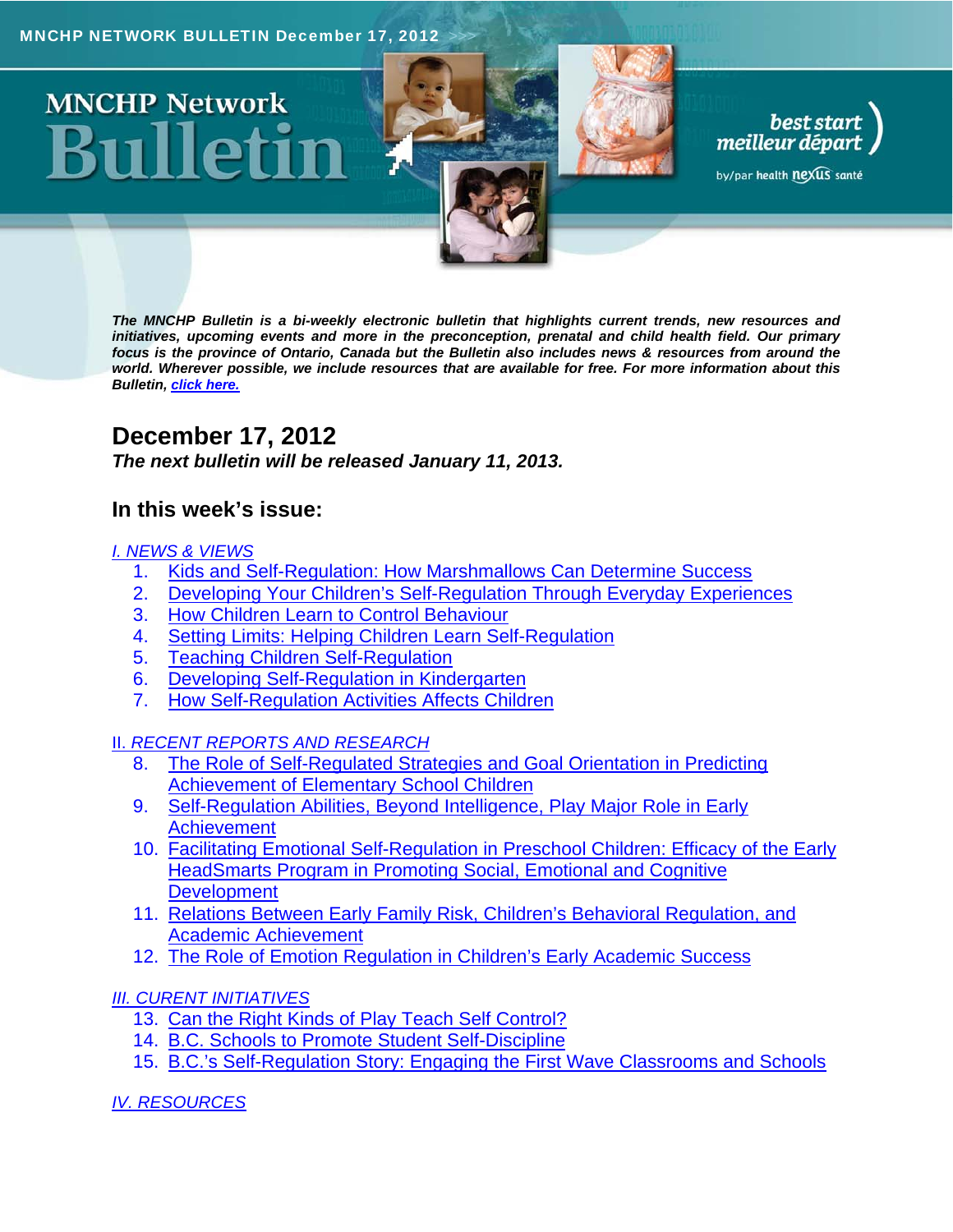MNCHP NETWORK BULLETIN December 17, 2012

# MNCHP Network Bulletin

best start meilleur départ by/par health nexus santé

***The MNCHP Bulletin is a bi-weekly electronic bulletin that highlights current trends, new resources and initiatives, upcoming events and more in the preconception, prenatal and child health field. Our primary focus is the province of Ontario, Canada but the Bulletin also includes news & resources from around the world. Wherever possible, we include resources that are available for free. For more information about this Bulletin, click here.***

## December 17, 2012

***The next bulletin will be released January 11, 2013.***

### In this week's issue:

*I. NEWS & VIEWS*

1. Kids and Self-Regulation: How Marshmallows Can Determine Success
2. Developing Your Children's Self-Regulation Through Everyday Experiences
3. How Children Learn to Control Behaviour
4. Setting Limits: Helping Children Learn Self-Regulation
5. Teaching Children Self-Regulation
6. Developing Self-Regulation in Kindergarten
7. How Self-Regulation Activities Affects Children

*II. RECENT REPORTS AND RESEARCH*

8. The Role of Self-Regulated Strategies and Goal Orientation in Predicting Achievement of Elementary School Children
9. Self-Regulation Abilities, Beyond Intelligence, Play Major Role in Early Achievement
10. Facilitating Emotional Self-Regulation in Preschool Children: Efficacy of the Early HeadSmarts Program in Promoting Social, Emotional and Cognitive Development
11. Relations Between Early Family Risk, Children's Behavioral Regulation, and Academic Achievement
12. The Role of Emotion Regulation in Children's Early Academic Success

*III. CURENT INITIATIVES*

13. Can the Right Kinds of Play Teach Self Control?
14. B.C. Schools to Promote Student Self-Discipline
15. B.C.'s Self-Regulation Story: Engaging the First Wave Classrooms and Schools

*IV. RESOURCES*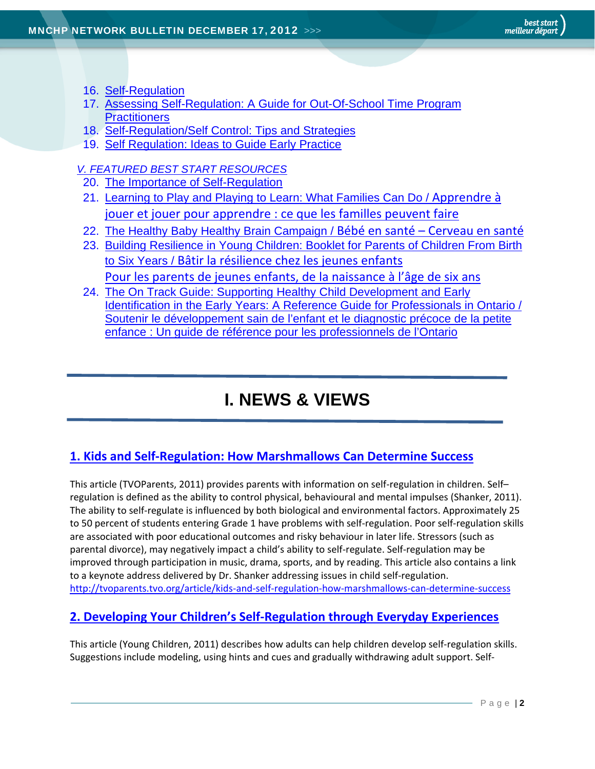16. Self-Regulation
17. Assessing Self-Regulation: A Guide for Out-Of-School Time Program Practitioners
18. Self-Regulation/Self Control: Tips and Strategies
19. Self Regulation: Ideas to Guide Early Practice

*V. FEATURED BEST START RESOURCES*

20. The Importance of Self-Regulation
21. Learning to Play and Playing to Learn: What Families Can Do / Apprendre à jouer et jouer pour apprendre : ce que les familles peuvent faire
22. The Healthy Baby Healthy Brain Campaign / Bébé en santé – Cerveau en santé
23. Building Resilience in Young Children: Booklet for Parents of Children From Birth to Six Years / Bâtir la résilience chez les jeunes enfants Pour les parents de jeunes enfants, de la naissance à l'âge de six ans
24. The On Track Guide: Supporting Healthy Child Development and Early Identification in the Early Years: A Reference Guide for Professionals in Ontario / Soutenir le développement sain de l'enfant et le diagnostic précoce de la petite enfance : Un guide de référence pour les professionnels de l'Ontario

# I. NEWS & VIEWS

## 1. Kids and Self-Regulation: How Marshmallows Can Determine Success

This article (TVOParents, 2011) provides parents with information on self-regulation in children. Self–regulation is defined as the ability to control physical, behavioural and mental impulses (Shanker, 2011). The ability to self-regulate is influenced by both biological and environmental factors. Approximately 25 to 50 percent of students entering Grade 1 have problems with self-regulation. Poor self-regulation skills are associated with poor educational outcomes and risky behaviour in later life. Stressors (such as parental divorce), may negatively impact a child's ability to self-regulate. Self-regulation may be improved through participation in music, drama, sports, and by reading. This article also contains a link to a keynote address delivered by Dr. Shanker addressing issues in child self-regulation.
http://tvoparents.tvo.org/article/kids-and-self-regulation-how-marshmallows-can-determine-success

## 2. Developing Your Children's Self-Regulation through Everyday Experiences

This article (Young Children, 2011) describes how adults can help children develop self-regulation skills. Suggestions include modeling, using hints and cues and gradually withdrawing adult support. Self-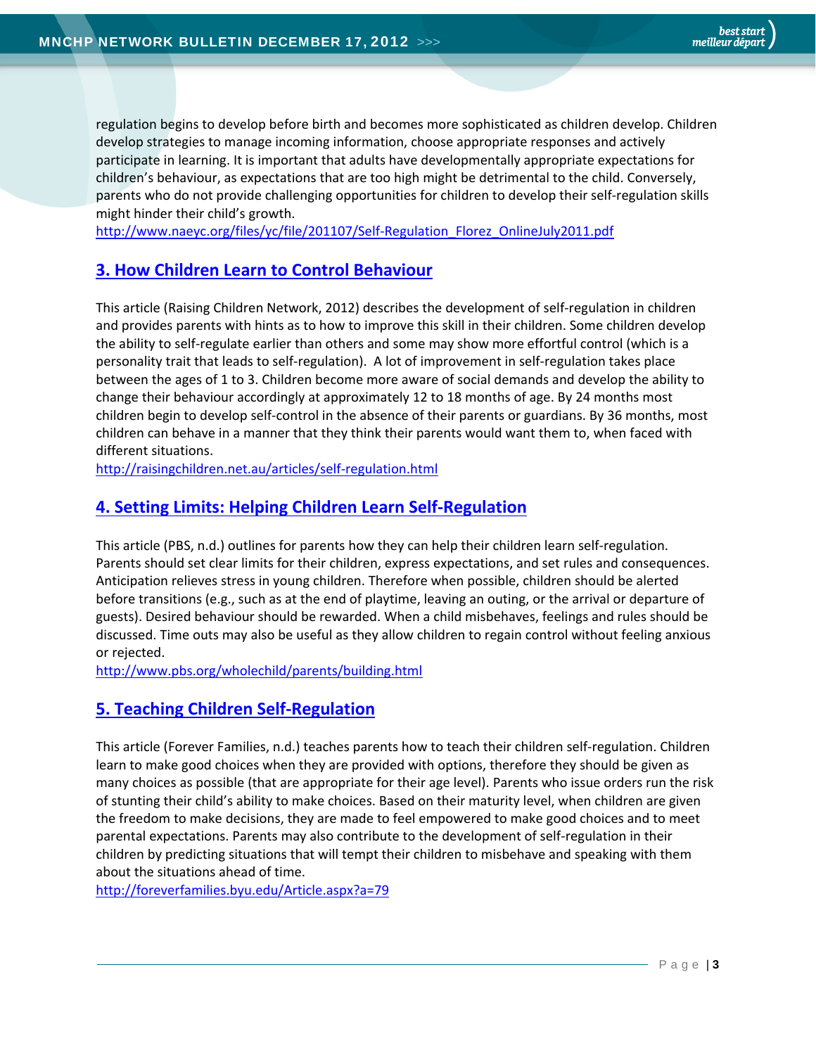regulation begins to develop before birth and becomes more sophisticated as children develop. Children develop strategies to manage incoming information, choose appropriate responses and actively participate in learning. It is important that adults have developmentally appropriate expectations for children's behaviour, as expectations that are too high might be detrimental to the child. Conversely, parents who do not provide challenging opportunities for children to develop their self-regulation skills might hinder their child's growth.
http://www.naeyc.org/files/yc/file/201107/Self-Regulation_Florez_OnlineJuly2011.pdf

## 3. How Children Learn to Control Behaviour

This article (Raising Children Network, 2012) describes the development of self-regulation in children and provides parents with hints as to how to improve this skill in their children. Some children develop the ability to self-regulate earlier than others and some may show more effortful control (which is a personality trait that leads to self-regulation). A lot of improvement in self-regulation takes place between the ages of 1 to 3. Children become more aware of social demands and develop the ability to change their behaviour accordingly at approximately 12 to 18 months of age. By 24 months most children begin to develop self-control in the absence of their parents or guardians. By 36 months, most children can behave in a manner that they think their parents would want them to, when faced with different situations.
http://raisingchildren.net.au/articles/self-regulation.html

## 4. Setting Limits: Helping Children Learn Self-Regulation

This article (PBS, n.d.) outlines for parents how they can help their children learn self-regulation. Parents should set clear limits for their children, express expectations, and set rules and consequences. Anticipation relieves stress in young children. Therefore when possible, children should be alerted before transitions (e.g., such as at the end of playtime, leaving an outing, or the arrival or departure of guests). Desired behaviour should be rewarded. When a child misbehaves, feelings and rules should be discussed. Time outs may also be useful as they allow children to regain control without feeling anxious or rejected.
http://www.pbs.org/wholechild/parents/building.html

## 5. Teaching Children Self-Regulation

This article (Forever Families, n.d.) teaches parents how to teach their children self-regulation. Children learn to make good choices when they are provided with options, therefore they should be given as many choices as possible (that are appropriate for their age level). Parents who issue orders run the risk of stunting their child's ability to make choices. Based on their maturity level, when children are given the freedom to make decisions, they are made to feel empowered to make good choices and to meet parental expectations. Parents may also contribute to the development of self-regulation in their children by predicting situations that will tempt their children to misbehave and speaking with them about the situations ahead of time.
http://foreverfamilies.byu.edu/Article.aspx?a=79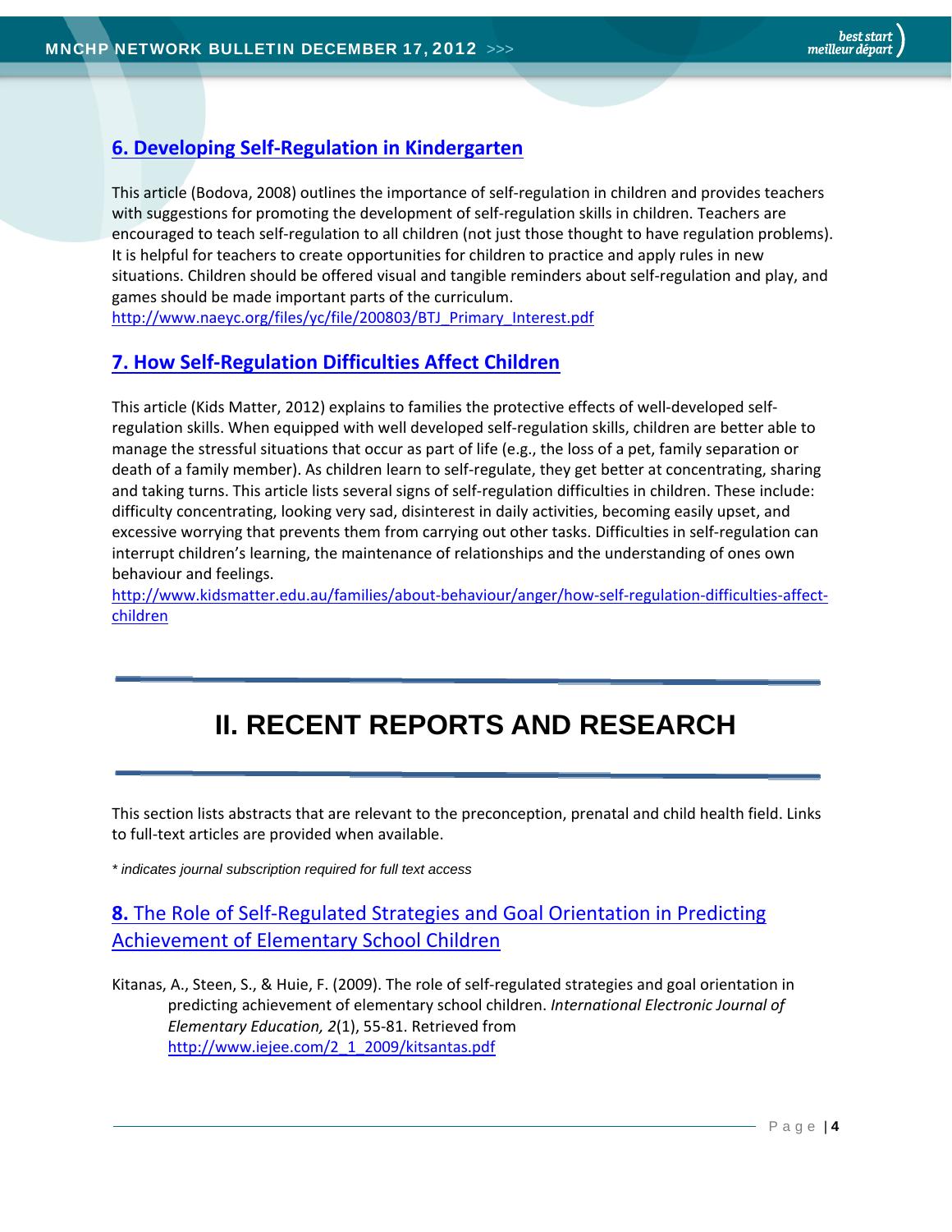### [6. Developing Self-Regulation in Kindergarten](http://www.naeyc.org/files/yc/file/200803/BTJ_Primary_Interest.pdf)

This article (Bodova, 2008) outlines the importance of self-regulation in children and provides teachers with suggestions for promoting the development of self-regulation skills in children. Teachers are encouraged to teach self-regulation to all children (not just those thought to have regulation problems). It is helpful for teachers to create opportunities for children to practice and apply rules in new situations. Children should be offered visual and tangible reminders about self-regulation and play, and games should be made important parts of the curriculum.
http://www.naeyc.org/files/yc/file/200803/BTJ_Primary_Interest.pdf

### [7. How Self-Regulation Difficulties Affect Children](http://www.kidsmatter.edu.au/families/about-behaviour/anger/how-self-regulation-difficulties-affect-children)

This article (Kids Matter, 2012) explains to families the protective effects of well-developed self-regulation skills. When equipped with well developed self-regulation skills, children are better able to manage the stressful situations that occur as part of life (e.g., the loss of a pet, family separation or death of a family member). As children learn to self-regulate, they get better at concentrating, sharing and taking turns. This article lists several signs of self-regulation difficulties in children. These include: difficulty concentrating, looking very sad, disinterest in daily activities, becoming easily upset, and excessive worrying that prevents them from carrying out other tasks. Difficulties in self-regulation can interrupt children's learning, the maintenance of relationships and the understanding of ones own behaviour and feelings.
http://www.kidsmatter.edu.au/families/about-behaviour/anger/how-self-regulation-difficulties-affect-children

---

## II. RECENT REPORTS AND RESEARCH

---

This section lists abstracts that are relevant to the preconception, prenatal and child health field. Links to full-text articles are provided when available.

*\* indicates journal subscription required for full text access*

### [**8.** The Role of Self-Regulated Strategies and Goal Orientation in Predicting Achievement of Elementary School Children](http://www.iejee.com/2_1_2009/kitsantas.pdf)

Kitanas, A., Steen, S., & Huie, F. (2009). The role of self-regulated strategies and goal orientation in predicting achievement of elementary school children. *International Electronic Journal of Elementary Education, 2*(1), 55-81. Retrieved from http://www.iejee.com/2_1_2009/kitsantas.pdf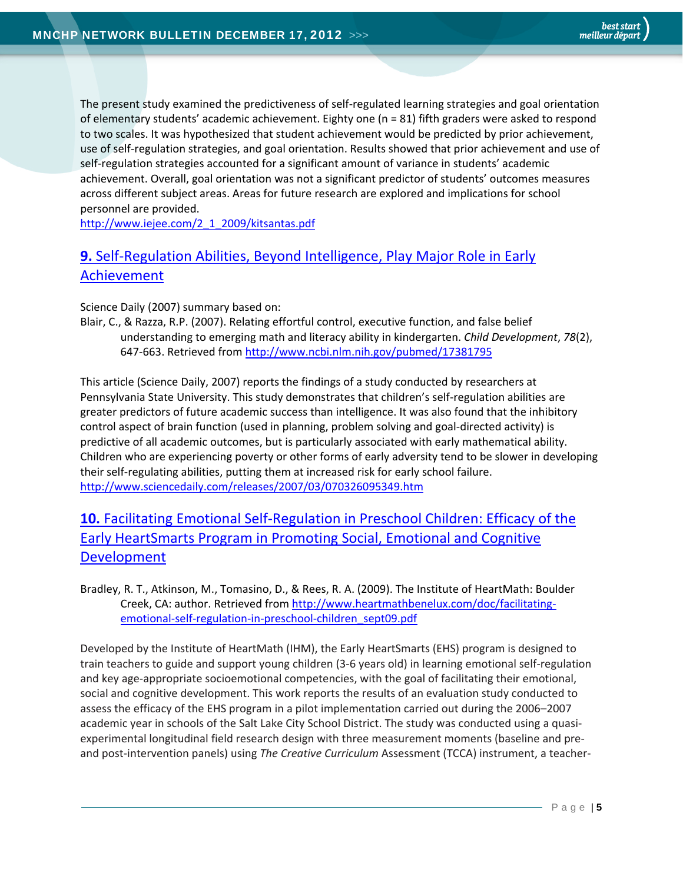The present study examined the predictiveness of self-regulated learning strategies and goal orientation of elementary students' academic achievement. Eighty one (n = 81) fifth graders were asked to respond to two scales. It was hypothesized that student achievement would be predicted by prior achievement, use of self-regulation strategies, and goal orientation. Results showed that prior achievement and use of self-regulation strategies accounted for a significant amount of variance in students' academic achievement. Overall, goal orientation was not a significant predictor of students' outcomes measures across different subject areas. Areas for future research are explored and implications for school personnel are provided.
http://www.iejee.com/2_1_2009/kitsantas.pdf

## **9.** Self-Regulation Abilities, Beyond Intelligence, Play Major Role in Early Achievement

Science Daily (2007) summary based on:
Blair, C., & Razza, R.P. (2007). Relating effortful control, executive function, and false belief understanding to emerging math and literacy ability in kindergarten. *Child Development*, *78*(2), 647-663. Retrieved from http://www.ncbi.nlm.nih.gov/pubmed/17381795

This article (Science Daily, 2007) reports the findings of a study conducted by researchers at Pennsylvania State University. This study demonstrates that children's self-regulation abilities are greater predictors of future academic success than intelligence. It was also found that the inhibitory control aspect of brain function (used in planning, problem solving and goal-directed activity) is predictive of all academic outcomes, but is particularly associated with early mathematical ability. Children who are experiencing poverty or other forms of early adversity tend to be slower in developing their self-regulating abilities, putting them at increased risk for early school failure.
http://www.sciencedaily.com/releases/2007/03/070326095349.htm

## **10.** Facilitating Emotional Self-Regulation in Preschool Children: Efficacy of the Early HeartSmarts Program in Promoting Social, Emotional and Cognitive Development

Bradley, R. T., Atkinson, M., Tomasino, D., & Rees, R. A. (2009). The Institute of HeartMath: Boulder Creek, CA: author. Retrieved from http://www.heartmathbenelux.com/doc/facilitating-emotional-self-regulation-in-preschool-children_sept09.pdf

Developed by the Institute of HeartMath (IHM), the Early HeartSmarts (EHS) program is designed to train teachers to guide and support young children (3-6 years old) in learning emotional self-regulation and key age-appropriate socioemotional competencies, with the goal of facilitating their emotional, social and cognitive development. This work reports the results of an evaluation study conducted to assess the efficacy of the EHS program in a pilot implementation carried out during the 2006–2007 academic year in schools of the Salt Lake City School District. The study was conducted using a quasi-experimental longitudinal field research design with three measurement moments (baseline and pre- and post-intervention panels) using *The Creative Curriculum* Assessment (TCCA) instrument, a teacher-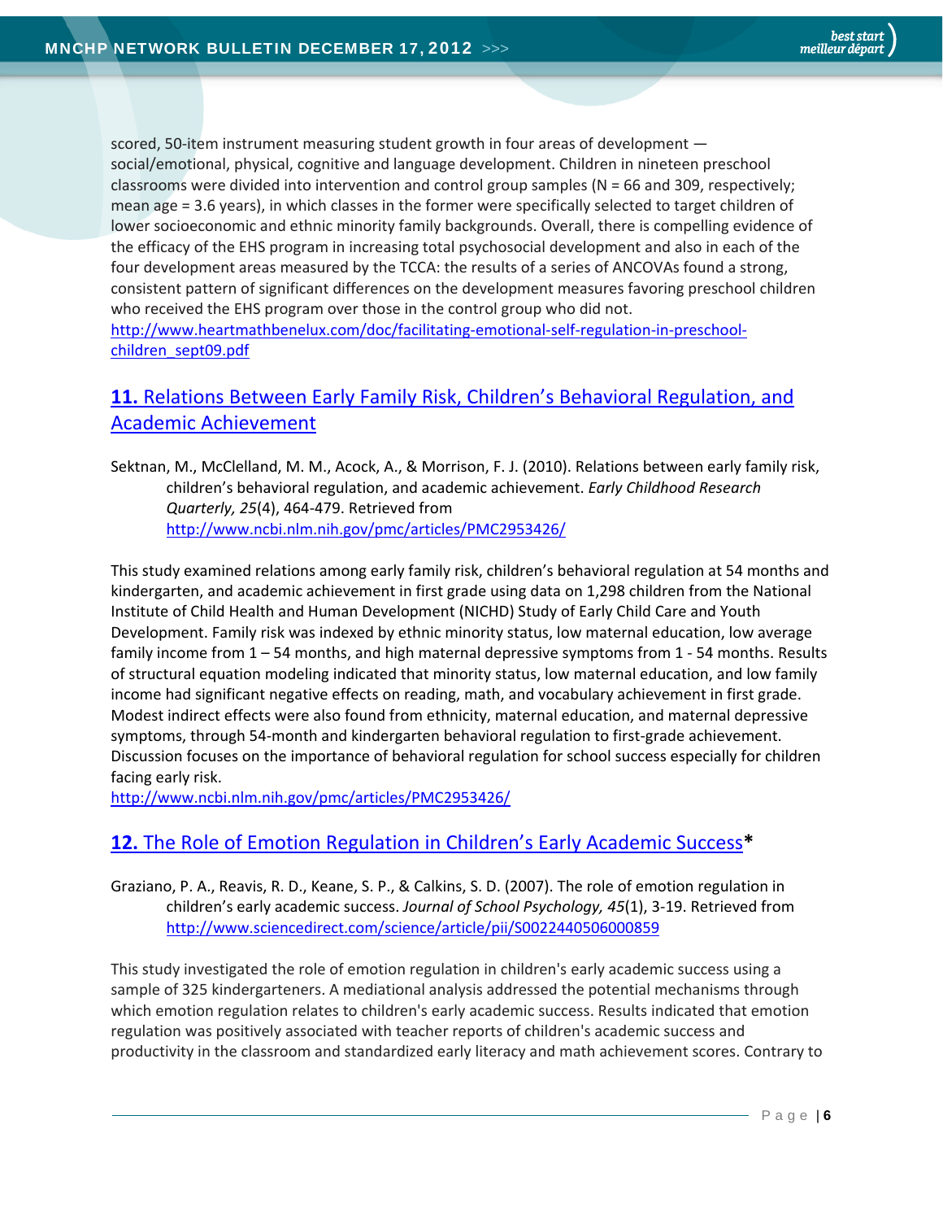scored, 50-item instrument measuring student growth in four areas of development — social/emotional, physical, cognitive and language development. Children in nineteen preschool classrooms were divided into intervention and control group samples (N = 66 and 309, respectively; mean age = 3.6 years), in which classes in the former were specifically selected to target children of lower socioeconomic and ethnic minority family backgrounds. Overall, there is compelling evidence of the efficacy of the EHS program in increasing total psychosocial development and also in each of the four development areas measured by the TCCA: the results of a series of ANCOVAs found a strong, consistent pattern of significant differences on the development measures favoring preschool children who received the EHS program over those in the control group who did not.
http://www.heartmathbenelux.com/doc/facilitating-emotional-self-regulation-in-preschool-children_sept09.pdf

## **11.** Relations Between Early Family Risk, Children's Behavioral Regulation, and Academic Achievement

Sektnan, M., McClelland, M. M., Acock, A., & Morrison, F. J. (2010). Relations between early family risk, children's behavioral regulation, and academic achievement. *Early Childhood Research Quarterly, 25*(4), 464-479. Retrieved from http://www.ncbi.nlm.nih.gov/pmc/articles/PMC2953426/

This study examined relations among early family risk, children's behavioral regulation at 54 months and kindergarten, and academic achievement in first grade using data on 1,298 children from the National Institute of Child Health and Human Development (NICHD) Study of Early Child Care and Youth Development. Family risk was indexed by ethnic minority status, low maternal education, low average family income from 1 – 54 months, and high maternal depressive symptoms from 1 - 54 months. Results of structural equation modeling indicated that minority status, low maternal education, and low family income had significant negative effects on reading, math, and vocabulary achievement in first grade. Modest indirect effects were also found from ethnicity, maternal education, and maternal depressive symptoms, through 54-month and kindergarten behavioral regulation to first-grade achievement. Discussion focuses on the importance of behavioral regulation for school success especially for children facing early risk.
http://www.ncbi.nlm.nih.gov/pmc/articles/PMC2953426/

## **12.** The Role of Emotion Regulation in Children's Early Academic Success**\***

Graziano, P. A., Reavis, R. D., Keane, S. P., & Calkins, S. D. (2007). The role of emotion regulation in children's early academic success. *Journal of School Psychology, 45*(1), 3-19. Retrieved from http://www.sciencedirect.com/science/article/pii/S0022440506000859

This study investigated the role of emotion regulation in children's early academic success using a sample of 325 kindergarteners. A mediational analysis addressed the potential mechanisms through which emotion regulation relates to children's early academic success. Results indicated that emotion regulation was positively associated with teacher reports of children's academic success and productivity in the classroom and standardized early literacy and math achievement scores. Contrary to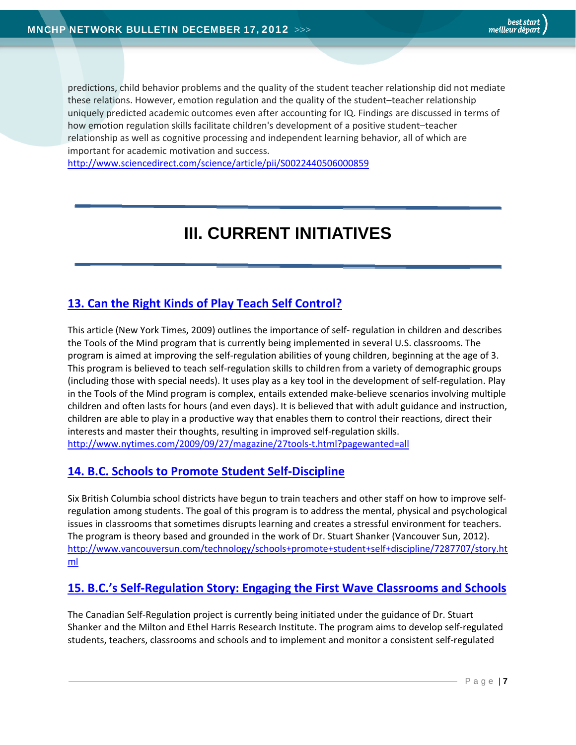predictions, child behavior problems and the quality of the student teacher relationship did not mediate these relations. However, emotion regulation and the quality of the student–teacher relationship uniquely predicted academic outcomes even after accounting for IQ. Findings are discussed in terms of how emotion regulation skills facilitate children's development of a positive student–teacher relationship as well as cognitive processing and independent learning behavior, all of which are important for academic motivation and success.
http://www.sciencedirect.com/science/article/pii/S0022440506000859

# III. CURRENT INITIATIVES

## 13. Can the Right Kinds of Play Teach Self Control?

This article (New York Times, 2009) outlines the importance of self- regulation in children and describes the Tools of the Mind program that is currently being implemented in several U.S. classrooms. The program is aimed at improving the self-regulation abilities of young children, beginning at the age of 3. This program is believed to teach self-regulation skills to children from a variety of demographic groups (including those with special needs). It uses play as a key tool in the development of self-regulation. Play in the Tools of the Mind program is complex, entails extended make-believe scenarios involving multiple children and often lasts for hours (and even days). It is believed that with adult guidance and instruction, children are able to play in a productive way that enables them to control their reactions, direct their interests and master their thoughts, resulting in improved self-regulation skills.
http://www.nytimes.com/2009/09/27/magazine/27tools-t.html?pagewanted=all

## 14. B.C. Schools to Promote Student Self-Discipline

Six British Columbia school districts have begun to train teachers and other staff on how to improve self-regulation among students. The goal of this program is to address the mental, physical and psychological issues in classrooms that sometimes disrupts learning and creates a stressful environment for teachers. The program is theory based and grounded in the work of Dr. Stuart Shanker (Vancouver Sun, 2012).
http://www.vancouversun.com/technology/schools+promote+student+self+discipline/7287707/story.html

## 15. B.C.'s Self-Regulation Story: Engaging the First Wave Classrooms and Schools

The Canadian Self-Regulation project is currently being initiated under the guidance of Dr. Stuart Shanker and the Milton and Ethel Harris Research Institute. The program aims to develop self-regulated students, teachers, classrooms and schools and to implement and monitor a consistent self-regulated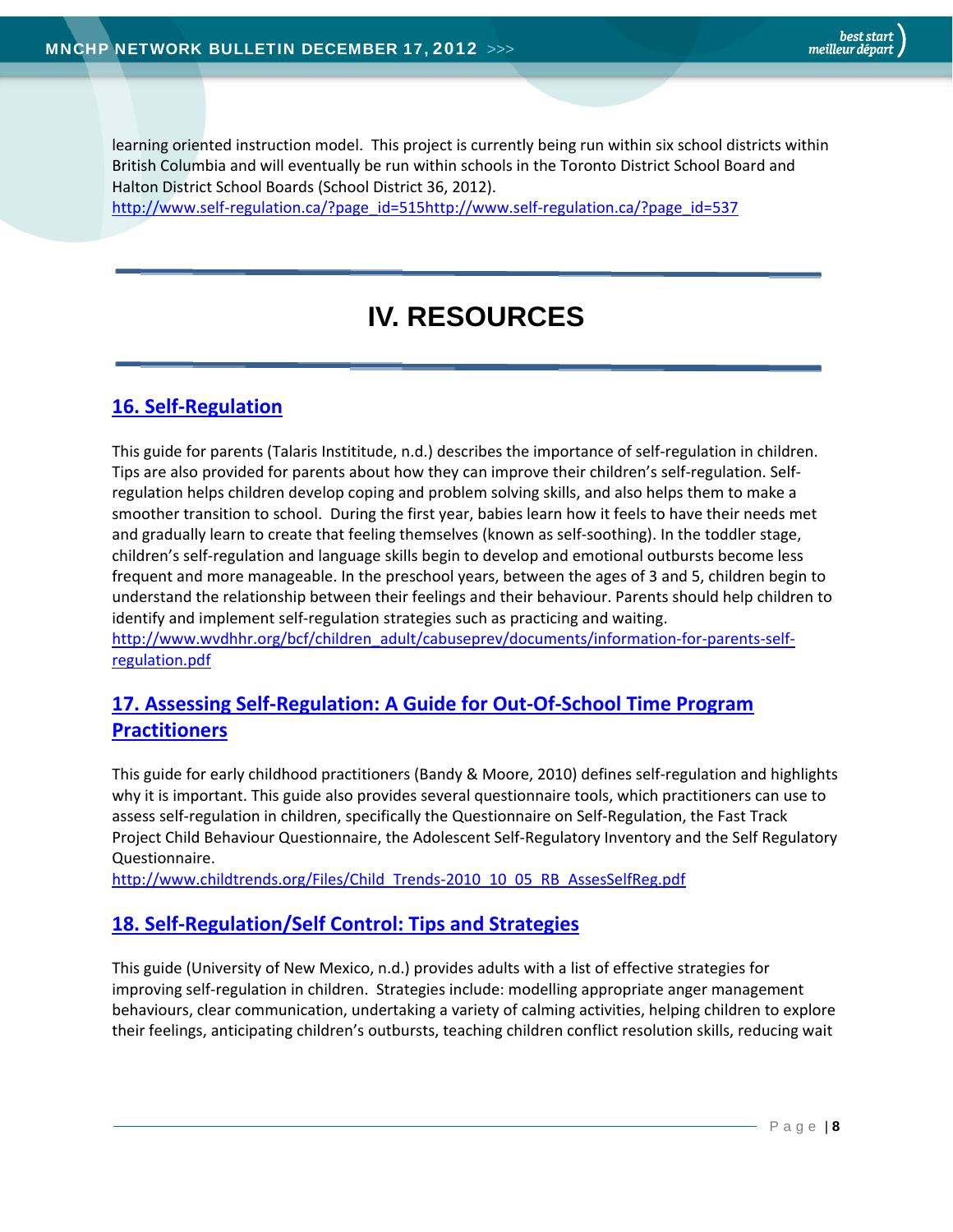learning oriented instruction model. This project is currently being run within six school districts within British Columbia and will eventually be run within schools in the Toronto District School Board and Halton District School Boards (School District 36, 2012).
http://www.self-regulation.ca/?page_id=515http://www.self-regulation.ca/?page_id=537

# IV. RESOURCES

## 16. Self-Regulation

This guide for parents (Talaris Instititude, n.d.) describes the importance of self-regulation in children. Tips are also provided for parents about how they can improve their children's self-regulation. Self-regulation helps children develop coping and problem solving skills, and also helps them to make a smoother transition to school. During the first year, babies learn how it feels to have their needs met and gradually learn to create that feeling themselves (known as self-soothing). In the toddler stage, children's self-regulation and language skills begin to develop and emotional outbursts become less frequent and more manageable. In the preschool years, between the ages of 3 and 5, children begin to understand the relationship between their feelings and their behaviour. Parents should help children to identify and implement self-regulation strategies such as practicing and waiting.
http://www.wvdhhr.org/bcf/children_adult/cabuseprev/documents/information-for-parents-self-regulation.pdf

## 17. Assessing Self-Regulation: A Guide for Out-Of-School Time Program Practitioners

This guide for early childhood practitioners (Bandy & Moore, 2010) defines self-regulation and highlights why it is important. This guide also provides several questionnaire tools, which practitioners can use to assess self-regulation in children, specifically the Questionnaire on Self-Regulation, the Fast Track Project Child Behaviour Questionnaire, the Adolescent Self-Regulatory Inventory and the Self Regulatory Questionnaire.
http://www.childtrends.org/Files/Child_Trends-2010_10_05_RB_AssesSelfReg.pdf

## 18. Self-Regulation/Self Control: Tips and Strategies

This guide (University of New Mexico, n.d.) provides adults with a list of effective strategies for improving self-regulation in children. Strategies include: modelling appropriate anger management behaviours, clear communication, undertaking a variety of calming activities, helping children to explore their feelings, anticipating children's outbursts, teaching children conflict resolution skills, reducing wait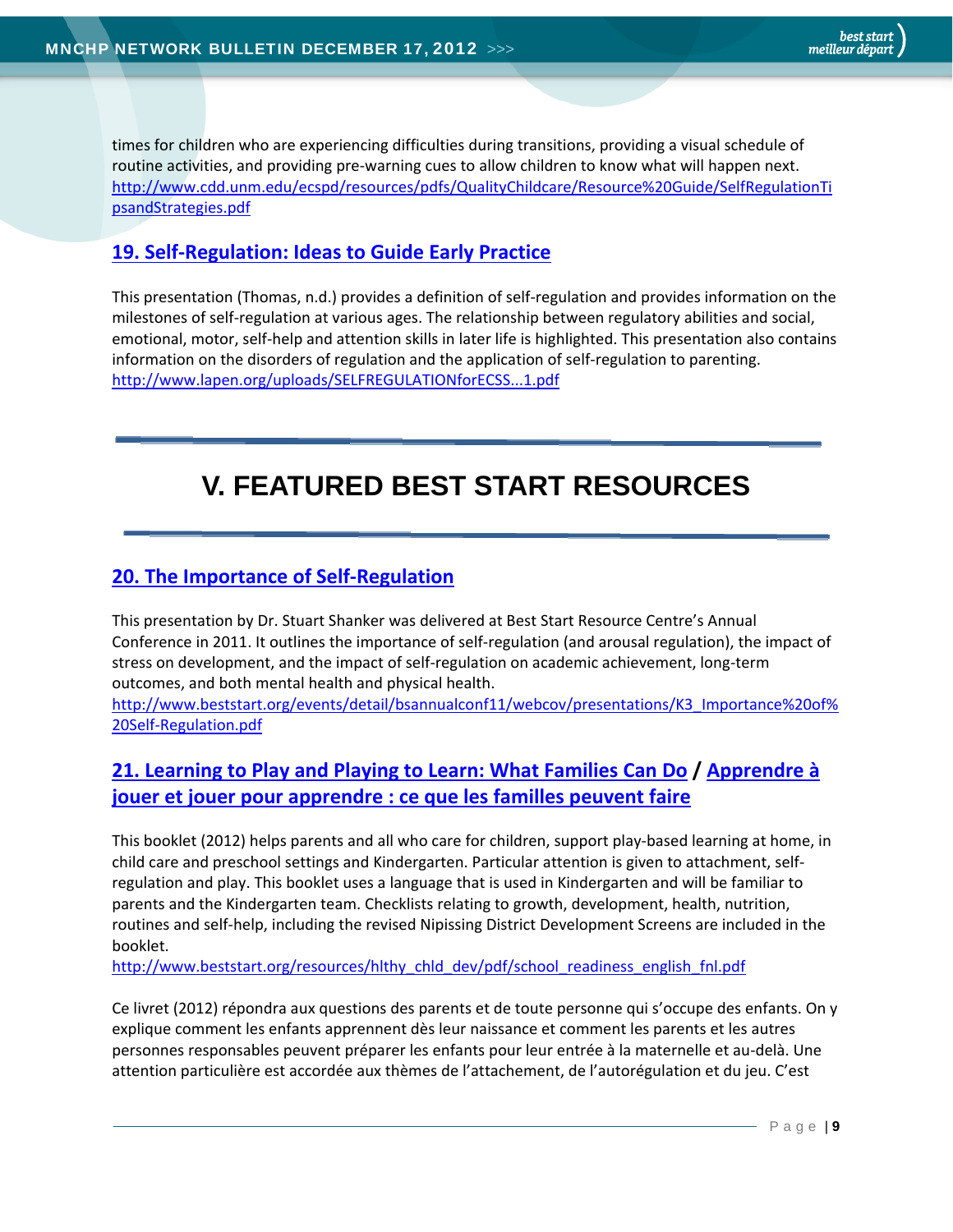times for children who are experiencing difficulties during transitions, providing a visual schedule of routine activities, and providing pre-warning cues to allow children to know what will happen next. http://www.cdd.unm.edu/ecspd/resources/pdfs/QualityChildcare/Resource%20Guide/SelfRegulationTipsandStrategies.pdf

## 19. Self-Regulation: Ideas to Guide Early Practice

This presentation (Thomas, n.d.) provides a definition of self-regulation and provides information on the milestones of self-regulation at various ages. The relationship between regulatory abilities and social, emotional, motor, self-help and attention skills in later life is highlighted. This presentation also contains information on the disorders of regulation and the application of self-regulation to parenting. http://www.lapen.org/uploads/SELFREGULATIONforECSS...1.pdf

# V. FEATURED BEST START RESOURCES

## 20. The Importance of Self-Regulation

This presentation by Dr. Stuart Shanker was delivered at Best Start Resource Centre's Annual Conference in 2011. It outlines the importance of self-regulation (and arousal regulation), the impact of stress on development, and the impact of self-regulation on academic achievement, long-term outcomes, and both mental health and physical health.
http://www.beststart.org/events/detail/bsannualconf11/webcov/presentations/K3_Importance%20of%20Self-Regulation.pdf

## 21. Learning to Play and Playing to Learn: What Families Can Do / Apprendre à jouer et jouer pour apprendre : ce que les familles peuvent faire

This booklet (2012) helps parents and all who care for children, support play-based learning at home, in child care and preschool settings and Kindergarten. Particular attention is given to attachment, self-regulation and play. This booklet uses a language that is used in Kindergarten and will be familiar to parents and the Kindergarten team. Checklists relating to growth, development, health, nutrition, routines and self-help, including the revised Nipissing District Development Screens are included in the booklet.
http://www.beststart.org/resources/hlthy_chld_dev/pdf/school_readiness_english_fnl.pdf

Ce livret (2012) répondra aux questions des parents et de toute personne qui s'occupe des enfants. On y explique comment les enfants apprennent dès leur naissance et comment les parents et les autres personnes responsables peuvent préparer les enfants pour leur entrée à la maternelle et au-delà. Une attention particulière est accordée aux thèmes de l'attachement, de l'autorégulation et du jeu. C'est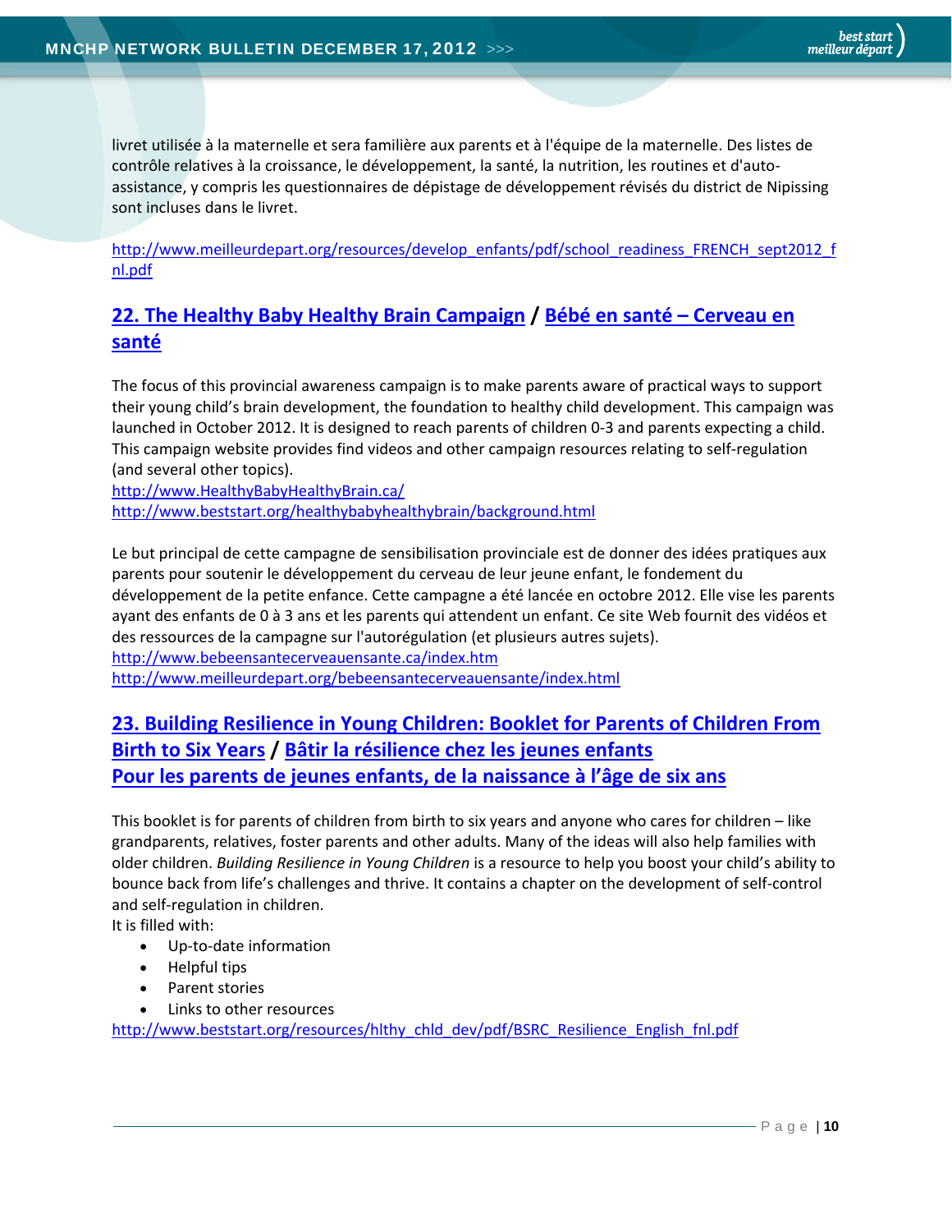livret utilisée à la maternelle et sera familière aux parents et à l'équipe de la maternelle. Des listes de contrôle relatives à la croissance, le développement, la santé, la nutrition, les routines et d'auto-assistance, y compris les questionnaires de dépistage de développement révisés du district de Nipissing sont incluses dans le livret.

http://www.meilleurdepart.org/resources/develop_enfants/pdf/school_readiness_FRENCH_sept2012_fnl.pdf

## 22. The Healthy Baby Healthy Brain Campaign / Bébé en santé – Cerveau en santé

The focus of this provincial awareness campaign is to make parents aware of practical ways to support their young child's brain development, the foundation to healthy child development. This campaign was launched in October 2012. It is designed to reach parents of children 0-3 and parents expecting a child. This campaign website provides find videos and other campaign resources relating to self-regulation (and several other topics).
http://www.HealthyBabyHealthyBrain.ca/
http://www.beststart.org/healthybabyhealthybrain/background.html

Le but principal de cette campagne de sensibilisation provinciale est de donner des idées pratiques aux parents pour soutenir le développement du cerveau de leur jeune enfant, le fondement du développement de la petite enfance. Cette campagne a été lancée en octobre 2012. Elle vise les parents ayant des enfants de 0 à 3 ans et les parents qui attendent un enfant. Ce site Web fournit des vidéos et des ressources de la campagne sur l'autorégulation (et plusieurs autres sujets).
http://www.bebeensantecerveauensante.ca/index.htm
http://www.meilleurdepart.org/bebeensantecerveauensante/index.html

## 23. Building Resilience in Young Children: Booklet for Parents of Children From Birth to Six Years / Bâtir la résilience chez les jeunes enfants Pour les parents de jeunes enfants, de la naissance à l'âge de six ans

This booklet is for parents of children from birth to six years and anyone who cares for children – like grandparents, relatives, foster parents and other adults. Many of the ideas will also help families with older children. *Building Resilience in Young Children* is a resource to help you boost your child's ability to bounce back from life's challenges and thrive. It contains a chapter on the development of self-control and self-regulation in children.
It is filled with:

- Up-to-date information
- Helpful tips
- Parent stories
- Links to other resources

http://www.beststart.org/resources/hlthy_chld_dev/pdf/BSRC_Resilience_English_fnl.pdf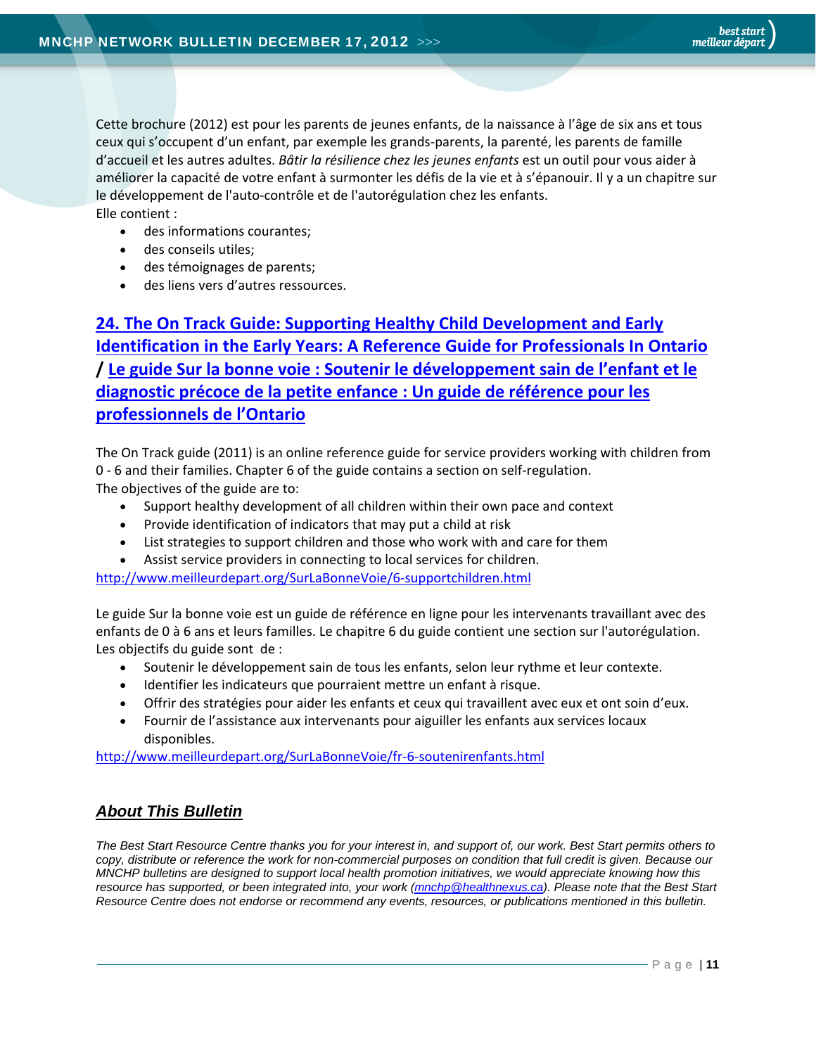Cette brochure (2012) est pour les parents de jeunes enfants, de la naissance à l'âge de six ans et tous ceux qui s'occupent d'un enfant, par exemple les grands-parents, la parenté, les parents de famille d'accueil et les autres adultes. *Bâtir la résilience chez les jeunes enfants* est un outil pour vous aider à améliorer la capacité de votre enfant à surmonter les défis de la vie et à s'épanouir. Il y a un chapitre sur le développement de l'auto-contrôle et de l'autorégulation chez les enfants.

Elle contient :

- des informations courantes;
- des conseils utiles;
- des témoignages de parents;
- des liens vers d'autres ressources.

## 24. The On Track Guide: Supporting Healthy Child Development and Early Identification in the Early Years: A Reference Guide for Professionals In Ontario / Le guide Sur la bonne voie : Soutenir le développement sain de l'enfant et le diagnostic précoce de la petite enfance : Un guide de référence pour les professionnels de l'Ontario

The On Track guide (2011) is an online reference guide for service providers working with children from 0 - 6 and their families. Chapter 6 of the guide contains a section on self-regulation.

The objectives of the guide are to:

- Support healthy development of all children within their own pace and context
- Provide identification of indicators that may put a child at risk
- List strategies to support children and those who work with and care for them
- Assist service providers in connecting to local services for children.

http://www.meilleurdepart.org/SurLaBonneVoie/6-supportchildren.html

Le guide Sur la bonne voie est un guide de référence en ligne pour les intervenants travaillant avec des enfants de 0 à 6 ans et leurs familles. Le chapitre 6 du guide contient une section sur l'autorégulation.

Les objectifs du guide sont de :

- Soutenir le développement sain de tous les enfants, selon leur rythme et leur contexte.
- Identifier les indicateurs que pourraient mettre un enfant à risque.
- Offrir des stratégies pour aider les enfants et ceux qui travaillent avec eux et ont soin d'eux.
- Fournir de l'assistance aux intervenants pour aiguiller les enfants aux services locaux disponibles.

http://www.meilleurdepart.org/SurLaBonneVoie/fr-6-soutenirenfants.html

## *About This Bulletin*

*The Best Start Resource Centre thanks you for your interest in, and support of, our work. Best Start permits others to copy, distribute or reference the work for non-commercial purposes on condition that full credit is given. Because our MNCHP bulletins are designed to support local health promotion initiatives, we would appreciate knowing how this resource has supported, or been integrated into, your work (mnchp@healthnexus.ca). Please note that the Best Start Resource Centre does not endorse or recommend any events, resources, or publications mentioned in this bulletin.*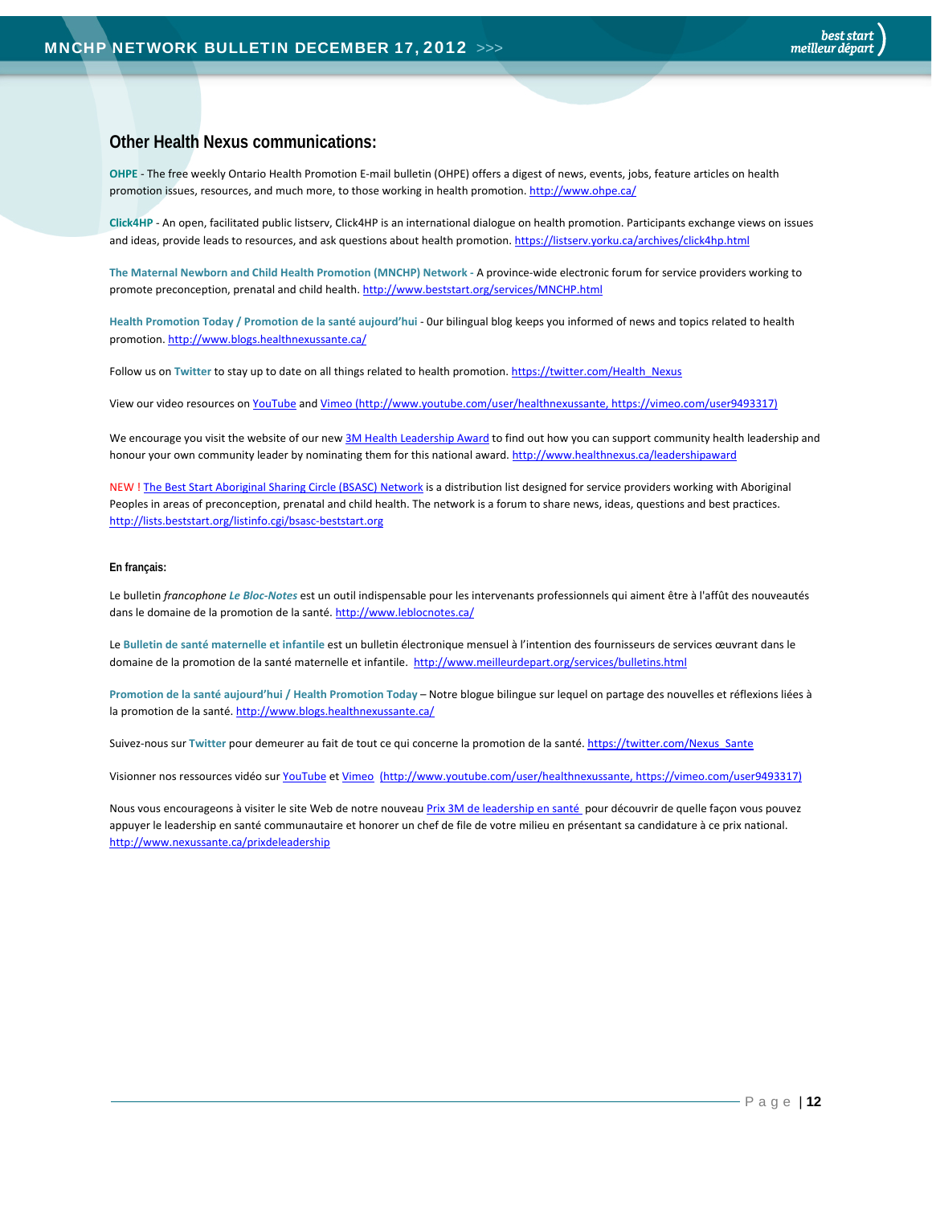## Other Health Nexus communications:

**OHPE** - The free weekly Ontario Health Promotion E-mail bulletin (OHPE) offers a digest of news, events, jobs, feature articles on health promotion issues, resources, and much more, to those working in health promotion. http://www.ohpe.ca/

**Click4HP** - An open, facilitated public listserv, Click4HP is an international dialogue on health promotion. Participants exchange views on issues and ideas, provide leads to resources, and ask questions about health promotion. https://listserv.yorku.ca/archives/click4hp.html

**The Maternal Newborn and Child Health Promotion (MNCHP) Network** - A province-wide electronic forum for service providers working to promote preconception, prenatal and child health. http://www.beststart.org/services/MNCHP.html

**Health Promotion Today / Promotion de la santé aujourd'hui** - Our bilingual blog keeps you informed of news and topics related to health promotion. http://www.blogs.healthnexussante.ca/

Follow us on **Twitter** to stay up to date on all things related to health promotion. https://twitter.com/Health_Nexus

View our video resources on YouTube and Vimeo (http://www.youtube.com/user/healthnexussante, https://vimeo.com/user9493317)

We encourage you visit the website of our new 3M Health Leadership Award to find out how you can support community health leadership and honour your own community leader by nominating them for this national award. http://www.healthnexus.ca/leadershipaward

NEW ! The Best Start Aboriginal Sharing Circle (BSASC) Network is a distribution list designed for service providers working with Aboriginal Peoples in areas of preconception, prenatal and child health. The network is a forum to share news, ideas, questions and best practices. http://lists.beststart.org/listinfo.cgi/bsasc-beststart.org

#### En français:

Le bulletin *francophone **Le Bloc-Notes*** est un outil indispensable pour les intervenants professionnels qui aiment être à l'affût des nouveautés dans le domaine de la promotion de la santé. http://www.leblocnotes.ca/

Le **Bulletin de santé maternelle et infantile** est un bulletin électronique mensuel à l'intention des fournisseurs de services œuvrant dans le domaine de la promotion de la santé maternelle et infantile. http://www.meilleurdepart.org/services/bulletins.html

**Promotion de la santé aujourd'hui / Health Promotion Today** – Notre blogue bilingue sur lequel on partage des nouvelles et réflexions liées à la promotion de la santé. http://www.blogs.healthnexussante.ca/

Suivez-nous sur **Twitter** pour demeurer au fait de tout ce qui concerne la promotion de la santé. https://twitter.com/Nexus_Sante

Visionner nos ressources vidéo sur YouTube et Vimeo (http://www.youtube.com/user/healthnexussante, https://vimeo.com/user9493317)

Nous vous encourageons à visiter le site Web de notre nouveau Prix 3M de leadership en santé pour découvrir de quelle façon vous pouvez appuyer le leadership en santé communautaire et honorer un chef de file de votre milieu en présentant sa candidature à ce prix national. http://www.nexussante.ca/prixdeleadership